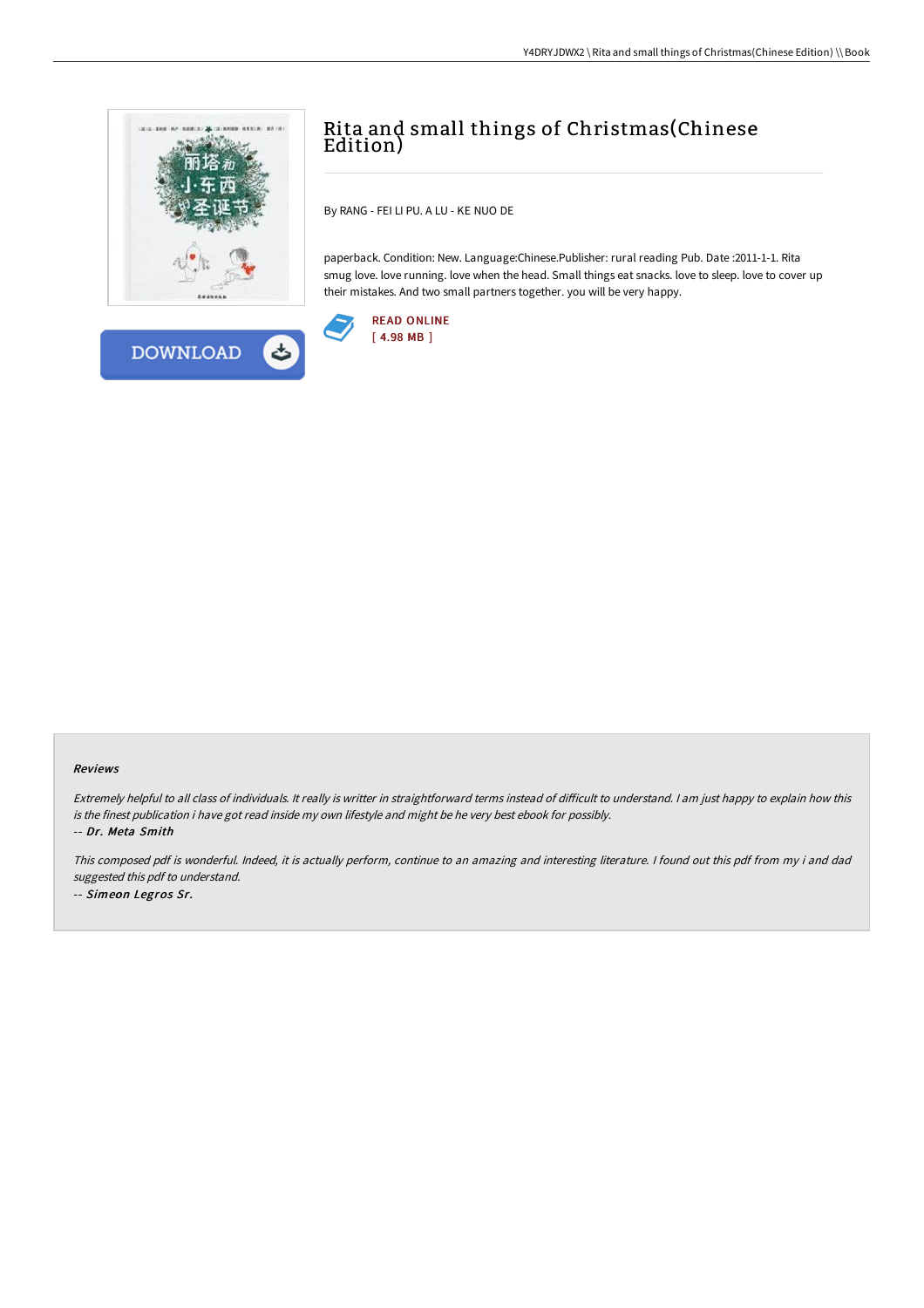# Rita and small things of Christmas(Chinese Edition)

By RANG - FEI LI PU. A LU - KE NUO DE

paperback. Condition: New. Language:Chinese.Publisher: rural reading Pub. Date :2011-1-1. Rita smug love. love running. love when the head. Small things eat snacks. love to sleep. love to cover up their mistakes. And two small partners together. you will be very happy.

READ ONLINE
[ 4.98 MB ]

DOWNLOAD

### Reviews

*Extremely helpful to all class of individuals. It really is writter in straightforward terms instead of difficult to understand. I am just happy to explain how this is the finest publication i have got read inside my own lifestyle and might be he very best ebook for possibly.*

-- ***Dr. Meta Smith***

*This composed pdf is wonderful. Indeed, it is actually perform, continue to an amazing and interesting literature. I found out this pdf from my i and dad suggested this pdf to understand.*

-- ***Simeon Legros Sr.***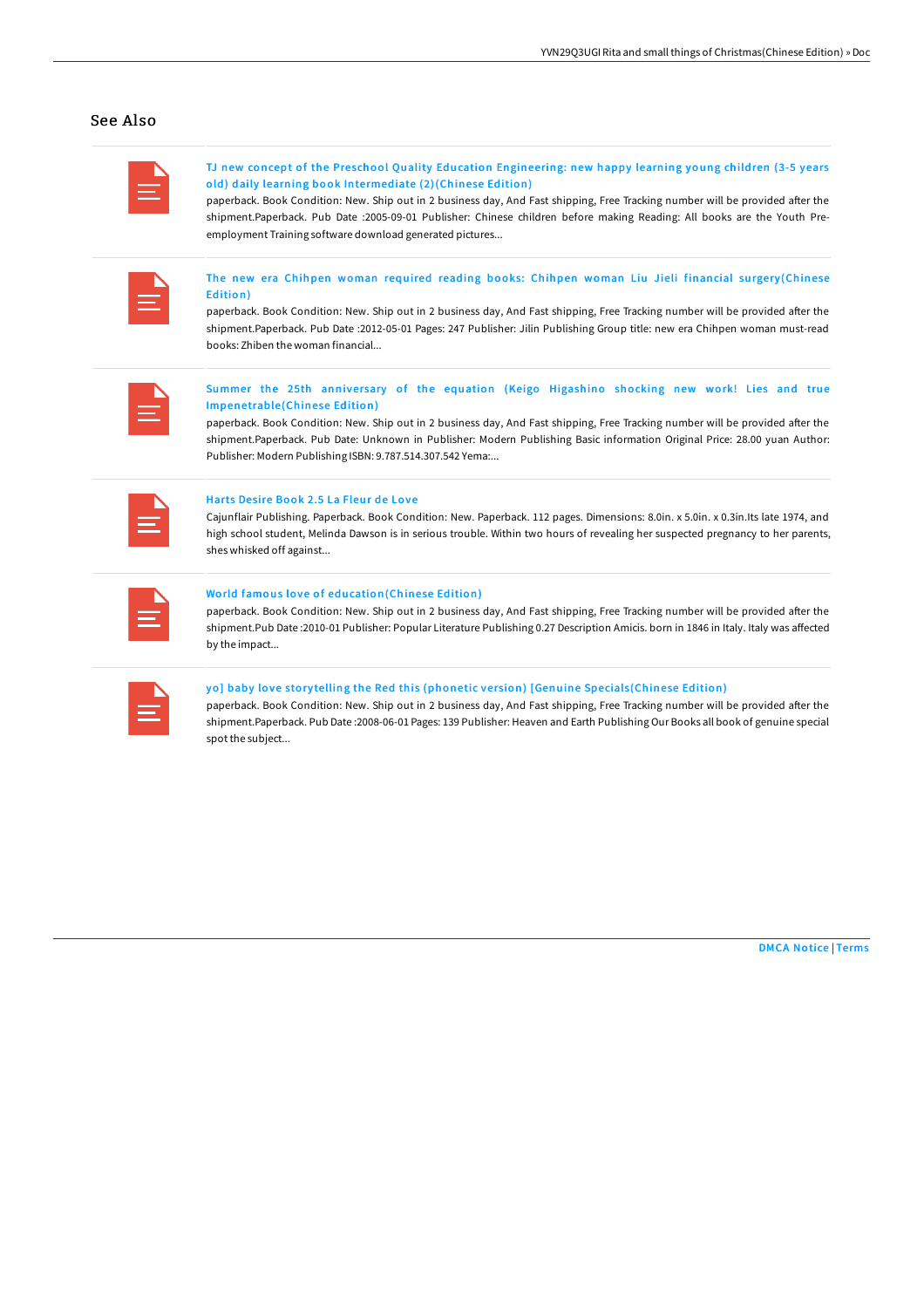## See Also

**TJ new concept of the Preschool Quality Education Engineering: new happy learning young children (3-5 years old) daily learning book Intermediate (2)(Chinese Edition)**

paperback. Book Condition: New. Ship out in 2 business day, And Fast shipping, Free Tracking number will be provided after the shipment.Paperback. Pub Date :2005-09-01 Publisher: Chinese children before making Reading: All books are the Youth Pre-employment Training software download generated pictures...

**The new era Chihpen woman required reading books: Chihpen woman Liu Jieli financial surgery(Chinese Edition)**

paperback. Book Condition: New. Ship out in 2 business day, And Fast shipping, Free Tracking number will be provided after the shipment.Paperback. Pub Date :2012-05-01 Pages: 247 Publisher: Jilin Publishing Group title: new era Chihpen woman must-read books: Zhiben the woman financial...

**Summer the 25th anniversary of the equation (Keigo Higashino shocking new work! Lies and true Impenetrable(Chinese Edition)**

paperback. Book Condition: New. Ship out in 2 business day, And Fast shipping, Free Tracking number will be provided after the shipment.Paperback. Pub Date: Unknown in Publisher: Modern Publishing Basic information Original Price: 28.00 yuan Author: Publisher: Modern Publishing ISBN: 9.787.514.307.542 Yema:...

**Harts Desire Book 2.5 La Fleur de Love**

Cajunflair Publishing. Paperback. Book Condition: New. Paperback. 112 pages. Dimensions: 8.0in. x 5.0in. x 0.3in.Its late 1974, and high school student, Melinda Dawson is in serious trouble. Within two hours of revealing her suspected pregnancy to her parents, shes whisked off against...

**World famous love of education(Chinese Edition)**

paperback. Book Condition: New. Ship out in 2 business day, And Fast shipping, Free Tracking number will be provided after the shipment.Pub Date :2010-01 Publisher: Popular Literature Publishing 0.27 Description Amicis. born in 1846 in Italy. Italy was affected by the impact...

**yo] baby love storytelling the Red this (phonetic version) [Genuine Specials(Chinese Edition)**

paperback. Book Condition: New. Ship out in 2 business day, And Fast shipping, Free Tracking number will be provided after the shipment.Paperback. Pub Date :2008-06-01 Pages: 139 Publisher: Heaven and Earth Publishing Our Books all book of genuine special spot the subject...

DMCA Notice | Terms